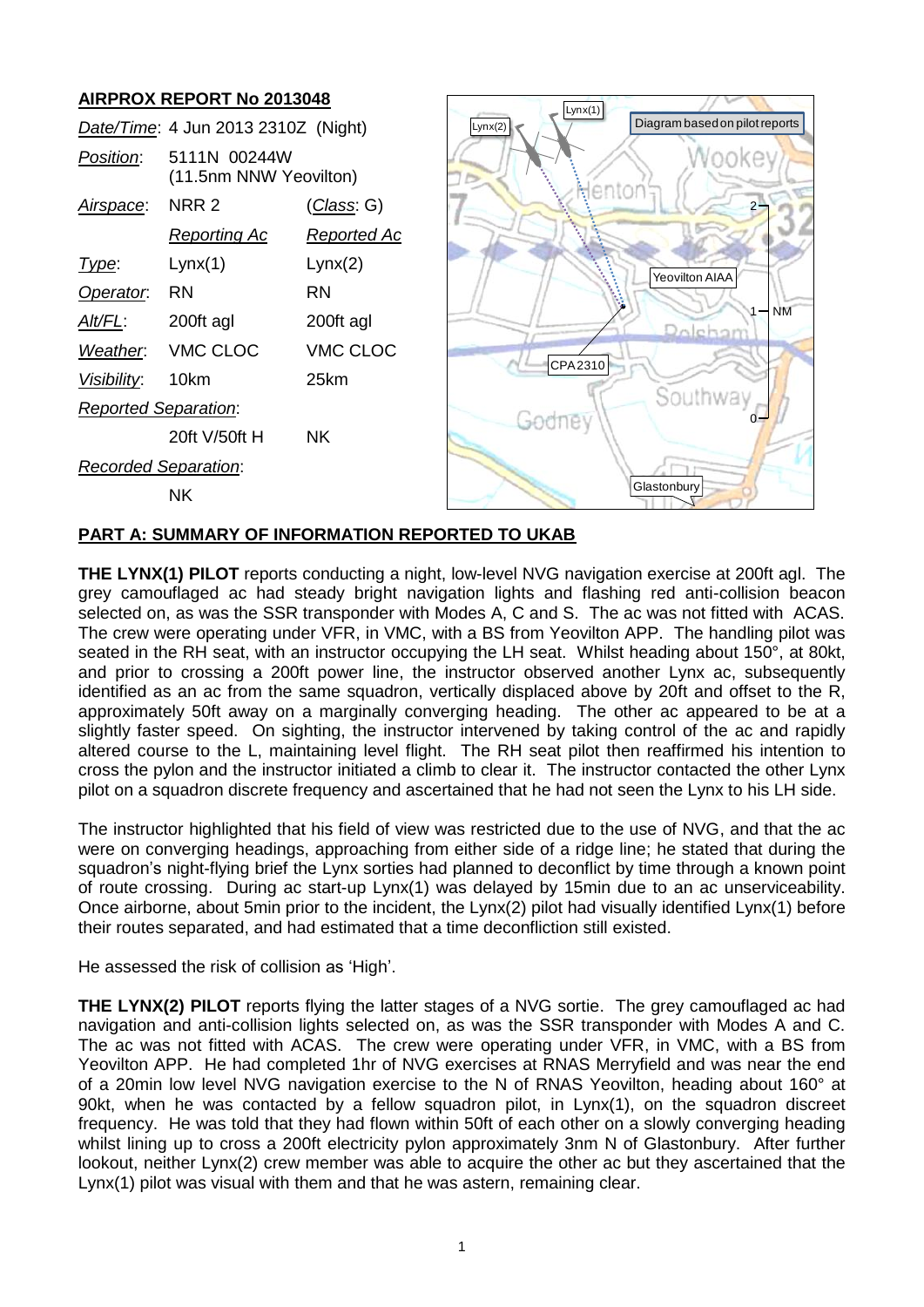## AIRPROX REPORT No 2013048

| *Date/Time*: | 4 Jun 2013 2310Z (Night) | |
|---|---|---|
| *Position*: | 5111N 00244W (11.5nm NNW Yeovilton) | |
| *Airspace*: | NRR 2 | (*Class*: G) |
| | *Reporting Ac* | *Reported Ac* |
| *Type*: | Lynx(1) | Lynx(2) |
| *Operator*: | RN | RN |
| *Alt/FL*: | 200ft agl | 200ft agl |
| *Weather*: | VMC CLOC | VMC CLOC |
| *Visibility*: | 10km | 25km |
| *Reported Separation*: | | |
| | 20ft V/50ft H | NK |
| *Recorded Separation*: | | |
| | NK | |

Diagram based on pilot reports

## PART A: SUMMARY OF INFORMATION REPORTED TO UKAB

**THE LYNX(1) PILOT** reports conducting a night, low-level NVG navigation exercise at 200ft agl. The grey camouflaged ac had steady bright navigation lights and flashing red anti-collision beacon selected on, as was the SSR transponder with Modes A, C and S. The ac was not fitted with ACAS. The crew were operating under VFR, in VMC, with a BS from Yeovilton APP. The handling pilot was seated in the RH seat, with an instructor occupying the LH seat. Whilst heading about 150°, at 80kt, and prior to crossing a 200ft power line, the instructor observed another Lynx ac, subsequently identified as an ac from the same squadron, vertically displaced above by 20ft and offset to the R, approximately 50ft away on a marginally converging heading. The other ac appeared to be at a slightly faster speed. On sighting, the instructor intervened by taking control of the ac and rapidly altered course to the L, maintaining level flight. The RH seat pilot then reaffirmed his intention to cross the pylon and the instructor initiated a climb to clear it. The instructor contacted the other Lynx pilot on a squadron discrete frequency and ascertained that he had not seen the Lynx to his LH side.

The instructor highlighted that his field of view was restricted due to the use of NVG, and that the ac were on converging headings, approaching from either side of a ridge line; he stated that during the squadron's night-flying brief the Lynx sorties had planned to deconflict by time through a known point of route crossing. During ac start-up Lynx(1) was delayed by 15min due to an ac unserviceability. Once airborne, about 5min prior to the incident, the Lynx(2) pilot had visually identified Lynx(1) before their routes separated, and had estimated that a time deconfliction still existed.

He assessed the risk of collision as 'High'.

**THE LYNX(2) PILOT** reports flying the latter stages of a NVG sortie. The grey camouflaged ac had navigation and anti-collision lights selected on, as was the SSR transponder with Modes A and C. The ac was not fitted with ACAS. The crew were operating under VFR, in VMC, with a BS from Yeovilton APP. He had completed 1hr of NVG exercises at RNAS Merryfield and was near the end of a 20min low level NVG navigation exercise to the N of RNAS Yeovilton, heading about 160° at 90kt, when he was contacted by a fellow squadron pilot, in Lynx(1), on the squadron discreet frequency. He was told that they had flown within 50ft of each other on a slowly converging heading whilst lining up to cross a 200ft electricity pylon approximately 3nm N of Glastonbury. After further lookout, neither Lynx(2) crew member was able to acquire the other ac but they ascertained that the Lynx(1) pilot was visual with them and that he was astern, remaining clear.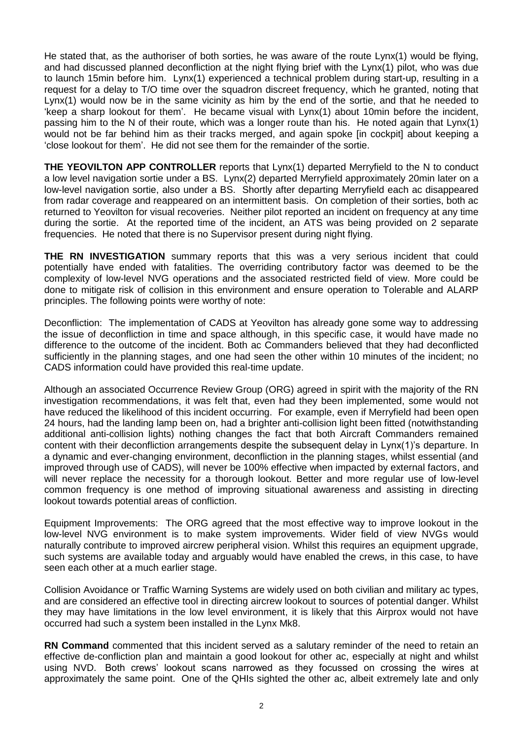He stated that, as the authoriser of both sorties, he was aware of the route Lynx(1) would be flying, and had discussed planned deconfliction at the night flying brief with the Lynx(1) pilot, who was due to launch 15min before him. Lynx(1) experienced a technical problem during start-up, resulting in a request for a delay to T/O time over the squadron discreet frequency, which he granted, noting that Lynx(1) would now be in the same vicinity as him by the end of the sortie, and that he needed to 'keep a sharp lookout for them'. He became visual with Lynx(1) about 10min before the incident, passing him to the N of their route, which was a longer route than his. He noted again that Lynx(1) would not be far behind him as their tracks merged, and again spoke [in cockpit] about keeping a 'close lookout for them'. He did not see them for the remainder of the sortie.

**THE YEOVILTON APP CONTROLLER** reports that Lynx(1) departed Merryfield to the N to conduct a low level navigation sortie under a BS. Lynx(2) departed Merryfield approximately 20min later on a low-level navigation sortie, also under a BS. Shortly after departing Merryfield each ac disappeared from radar coverage and reappeared on an intermittent basis. On completion of their sorties, both ac returned to Yeovilton for visual recoveries. Neither pilot reported an incident on frequency at any time during the sortie. At the reported time of the incident, an ATS was being provided on 2 separate frequencies. He noted that there is no Supervisor present during night flying.

**THE RN INVESTIGATION** summary reports that this was a very serious incident that could potentially have ended with fatalities. The overriding contributory factor was deemed to be the complexity of low-level NVG operations and the associated restricted field of view. More could be done to mitigate risk of collision in this environment and ensure operation to Tolerable and ALARP principles. The following points were worthy of note:

Deconfliction: The implementation of CADS at Yeovilton has already gone some way to addressing the issue of deconfliction in time and space although, in this specific case, it would have made no difference to the outcome of the incident. Both ac Commanders believed that they had deconflicted sufficiently in the planning stages, and one had seen the other within 10 minutes of the incident; no CADS information could have provided this real-time update.

Although an associated Occurrence Review Group (ORG) agreed in spirit with the majority of the RN investigation recommendations, it was felt that, even had they been implemented, some would not have reduced the likelihood of this incident occurring. For example, even if Merryfield had been open 24 hours, had the landing lamp been on, had a brighter anti-collision light been fitted (notwithstanding additional anti-collision lights) nothing changes the fact that both Aircraft Commanders remained content with their deconfliction arrangements despite the subsequent delay in Lynx(1)'s departure. In a dynamic and ever-changing environment, deconfliction in the planning stages, whilst essential (and improved through use of CADS), will never be 100% effective when impacted by external factors, and will never replace the necessity for a thorough lookout. Better and more regular use of low-level common frequency is one method of improving situational awareness and assisting in directing lookout towards potential areas of confliction.

Equipment Improvements: The ORG agreed that the most effective way to improve lookout in the low-level NVG environment is to make system improvements. Wider field of view NVGs would naturally contribute to improved aircrew peripheral vision. Whilst this requires an equipment upgrade, such systems are available today and arguably would have enabled the crews, in this case, to have seen each other at a much earlier stage.

Collision Avoidance or Traffic Warning Systems are widely used on both civilian and military ac types, and are considered an effective tool in directing aircrew lookout to sources of potential danger. Whilst they may have limitations in the low level environment, it is likely that this Airprox would not have occurred had such a system been installed in the Lynx Mk8.

**RN Command** commented that this incident served as a salutary reminder of the need to retain an effective de-confliction plan and maintain a good lookout for other ac, especially at night and whilst using NVD. Both crews' lookout scans narrowed as they focussed on crossing the wires at approximately the same point. One of the QHIs sighted the other ac, albeit extremely late and only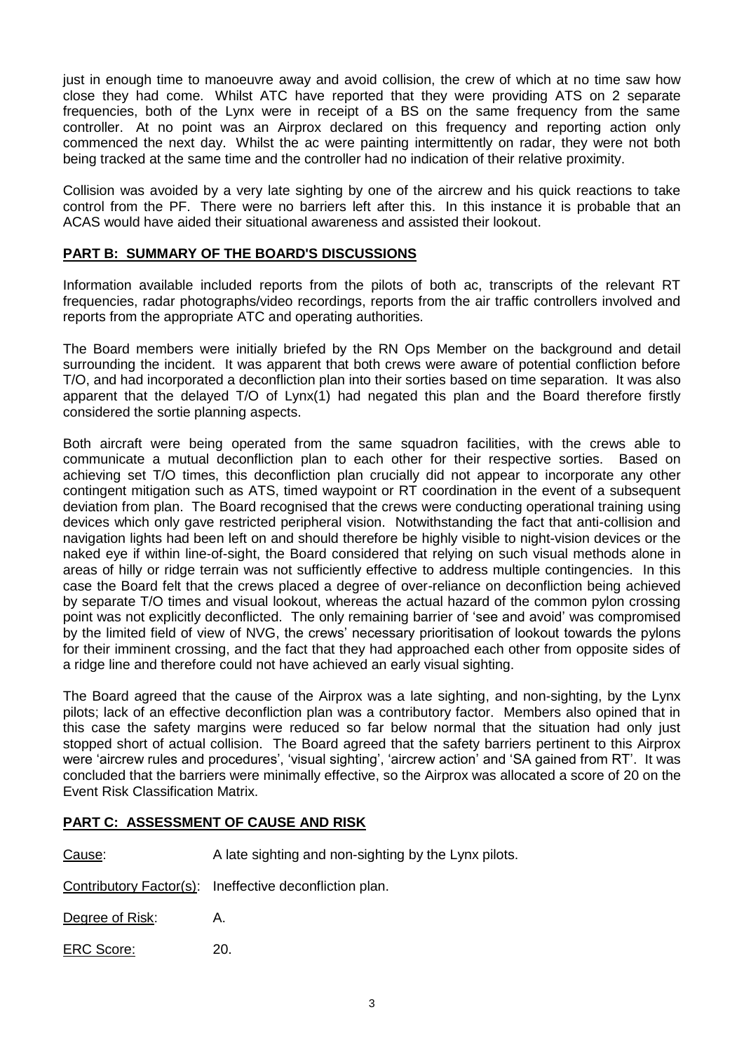just in enough time to manoeuvre away and avoid collision, the crew of which at no time saw how close they had come. Whilst ATC have reported that they were providing ATS on 2 separate frequencies, both of the Lynx were in receipt of a BS on the same frequency from the same controller. At no point was an Airprox declared on this frequency and reporting action only commenced the next day. Whilst the ac were painting intermittently on radar, they were not both being tracked at the same time and the controller had no indication of their relative proximity.

Collision was avoided by a very late sighting by one of the aircrew and his quick reactions to take control from the PF. There were no barriers left after this. In this instance it is probable that an ACAS would have aided their situational awareness and assisted their lookout.

## PART B: SUMMARY OF THE BOARD'S DISCUSSIONS

Information available included reports from the pilots of both ac, transcripts of the relevant RT frequencies, radar photographs/video recordings, reports from the air traffic controllers involved and reports from the appropriate ATC and operating authorities.

The Board members were initially briefed by the RN Ops Member on the background and detail surrounding the incident. It was apparent that both crews were aware of potential confliction before T/O, and had incorporated a deconfliction plan into their sorties based on time separation. It was also apparent that the delayed T/O of Lynx(1) had negated this plan and the Board therefore firstly considered the sortie planning aspects.

Both aircraft were being operated from the same squadron facilities, with the crews able to communicate a mutual deconfliction plan to each other for their respective sorties. Based on achieving set T/O times, this deconfliction plan crucially did not appear to incorporate any other contingent mitigation such as ATS, timed waypoint or RT coordination in the event of a subsequent deviation from plan. The Board recognised that the crews were conducting operational training using devices which only gave restricted peripheral vision. Notwithstanding the fact that anti-collision and navigation lights had been left on and should therefore be highly visible to night-vision devices or the naked eye if within line-of-sight, the Board considered that relying on such visual methods alone in areas of hilly or ridge terrain was not sufficiently effective to address multiple contingencies. In this case the Board felt that the crews placed a degree of over-reliance on deconfliction being achieved by separate T/O times and visual lookout, whereas the actual hazard of the common pylon crossing point was not explicitly deconflicted. The only remaining barrier of 'see and avoid' was compromised by the limited field of view of NVG, the crews' necessary prioritisation of lookout towards the pylons for their imminent crossing, and the fact that they had approached each other from opposite sides of a ridge line and therefore could not have achieved an early visual sighting.

The Board agreed that the cause of the Airprox was a late sighting, and non-sighting, by the Lynx pilots; lack of an effective deconfliction plan was a contributory factor. Members also opined that in this case the safety margins were reduced so far below normal that the situation had only just stopped short of actual collision. The Board agreed that the safety barriers pertinent to this Airprox were 'aircrew rules and procedures', 'visual sighting', 'aircrew action' and 'SA gained from RT'. It was concluded that the barriers were minimally effective, so the Airprox was allocated a score of 20 on the Event Risk Classification Matrix.

## PART C: ASSESSMENT OF CAUSE AND RISK

Cause: A late sighting and non-sighting by the Lynx pilots.

Contributory Factor(s): Ineffective deconfliction plan.

Degree of Risk: A.

ERC Score: 20.